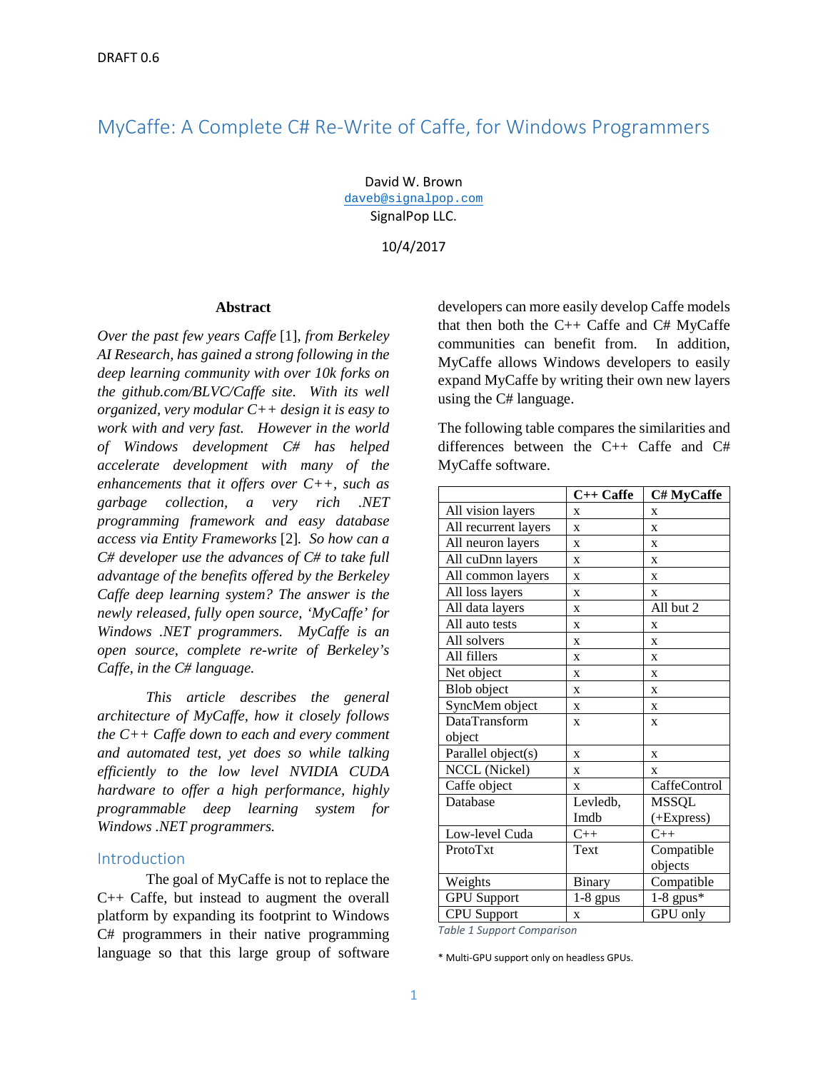DRAFT 0.6

# MyCaffe: A Complete C# Re-Write of Caffe, for Windows Programmers

David W. Brown
daveb@signalpop.com
SignalPop LLC.

10/4/2017

## Abstract

*Over the past few years Caffe [1], from Berkeley AI Research, has gained a strong following in the deep learning community with over 10k forks on the github.com/BLVC/Caffe site. With its well organized, very modular C++ design it is easy to work with and very fast. However in the world of Windows development C# has helped accelerate development with many of the enhancements that it offers over C++, such as garbage collection, a very rich .NET programming framework and easy database access via Entity Frameworks [2]. So how can a C# developer use the advances of C# to take full advantage of the benefits offered by the Berkeley Caffe deep learning system? The answer is the newly released, fully open source, 'MyCaffe' for Windows .NET programmers. MyCaffe is an open source, complete re-write of Berkeley's Caffe, in the C# language.*

*This article describes the general architecture of MyCaffe, how it closely follows the C++ Caffe down to each and every comment and automated test, yet does so while talking efficiently to the low level NVIDIA CUDA hardware to offer a high performance, highly programmable deep learning system for Windows .NET programmers.*

## Introduction

The goal of MyCaffe is not to replace the C++ Caffe, but instead to augment the overall platform by expanding its footprint to Windows C# programmers in their native programming language so that this large group of software developers can more easily develop Caffe models that then both the C++ Caffe and C# MyCaffe communities can benefit from. In addition, MyCaffe allows Windows developers to easily expand MyCaffe by writing their own new layers using the C# language.

The following table compares the similarities and differences between the C++ Caffe and C# MyCaffe software.

| | C++ Caffe | C# MyCaffe |
|---|---|---|
| All vision layers | x | x |
| All recurrent layers | x | x |
| All neuron layers | x | x |
| All cuDnn layers | x | x |
| All common layers | x | x |
| All loss layers | x | x |
| All data layers | x | All but 2 |
| All auto tests | x | x |
| All solvers | x | x |
| All fillers | x | x |
| Net object | x | x |
| Blob object | x | x |
| SyncMem object | x | x |
| DataTransform object | x | x |
| Parallel object(s) | x | x |
| NCCL (Nickel) | x | x |
| Caffe object | x | CaffeControl |
| Database | Levledb, lmdb | MSSQL (+Express) |
| Low-level Cuda | C++ | C++ |
| ProtoTxt | Text | Compatible objects |
| Weights | Binary | Compatible |
| GPU Support | 1-8 gpus | 1-8 gpus* |
| CPU Support | x | GPU only |

Table 1 Support Comparison

\* Multi-GPU support only on headless GPUs.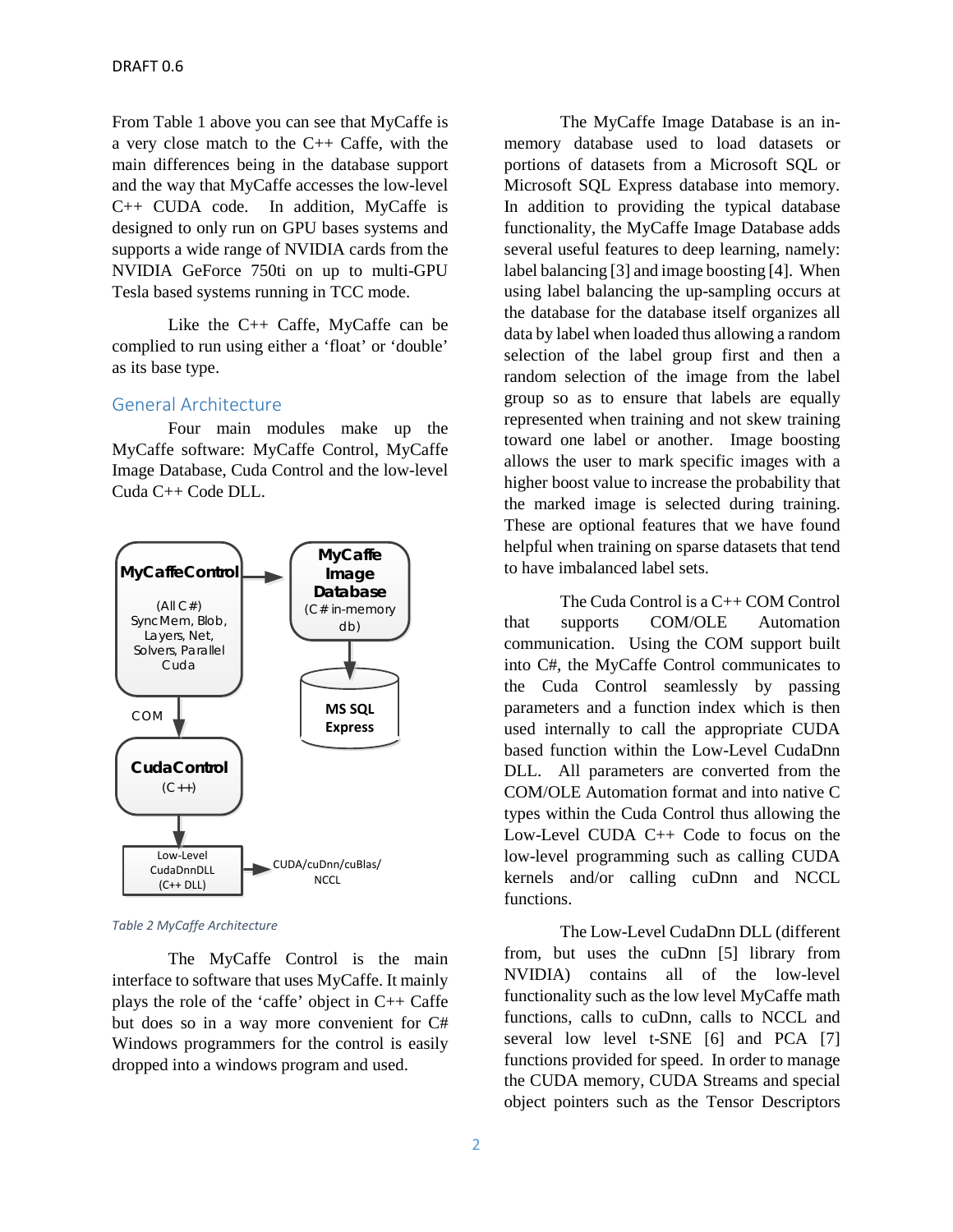From Table 1 above you can see that MyCaffe is a very close match to the C++ Caffe, with the main differences being in the database support and the way that MyCaffe accesses the low-level C++ CUDA code. In addition, MyCaffe is designed to only run on GPU bases systems and supports a wide range of NVIDIA cards from the NVIDIA GeForce 750ti on up to multi-GPU Tesla based systems running in TCC mode.

Like the C++ Caffe, MyCaffe can be complied to run using either a 'float' or 'double' as its base type.

## General Architecture

Four main modules make up the MyCaffe software: MyCaffe Control, MyCaffe Image Database, Cuda Control and the low-level Cuda C++ Code DLL.

MyCaffeControl (All C#) SyncMem, Blob, Layers, Net, Solvers, Parallel Cuda → MyCaffe Image Database (C# in-memory db) → MS SQL Express

MyCaffeControl → COM → CudaControl (C++) → Low-Level CudaDnnDLL (C++ DLL) → CUDA/cuDnn/cuBlas/NCCL

*Table 2 MyCaffe Architecture*

The MyCaffe Control is the main interface to software that uses MyCaffe. It mainly plays the role of the 'caffe' object in C++ Caffe but does so in a way more convenient for C# Windows programmers for the control is easily dropped into a windows program and used.

The MyCaffe Image Database is an in-memory database used to load datasets or portions of datasets from a Microsoft SQL or Microsoft SQL Express database into memory. In addition to providing the typical database functionality, the MyCaffe Image Database adds several useful features to deep learning, namely: label balancing [3] and image boosting [4]. When using label balancing the up-sampling occurs at the database for the database itself organizes all data by label when loaded thus allowing a random selection of the label group first and then a random selection of the image from the label group so as to ensure that labels are equally represented when training and not skew training toward one label or another. Image boosting allows the user to mark specific images with a higher boost value to increase the probability that the marked image is selected during training. These are optional features that we have found helpful when training on sparse datasets that tend to have imbalanced label sets.

The Cuda Control is a C++ COM Control that supports COM/OLE Automation communication. Using the COM support built into C#, the MyCaffe Control communicates to the Cuda Control seamlessly by passing parameters and a function index which is then used internally to call the appropriate CUDA based function within the Low-Level CudaDnn DLL. All parameters are converted from the COM/OLE Automation format and into native C types within the Cuda Control thus allowing the Low-Level CUDA C++ Code to focus on the low-level programming such as calling CUDA kernels and/or calling cuDnn and NCCL functions.

The Low-Level CudaDnn DLL (different from, but uses the cuDnn [5] library from NVIDIA) contains all of the low-level functionality such as the low level MyCaffe math functions, calls to cuDnn, calls to NCCL and several low level t-SNE [6] and PCA [7] functions provided for speed. In order to manage the CUDA memory, CUDA Streams and special object pointers such as the Tensor Descriptors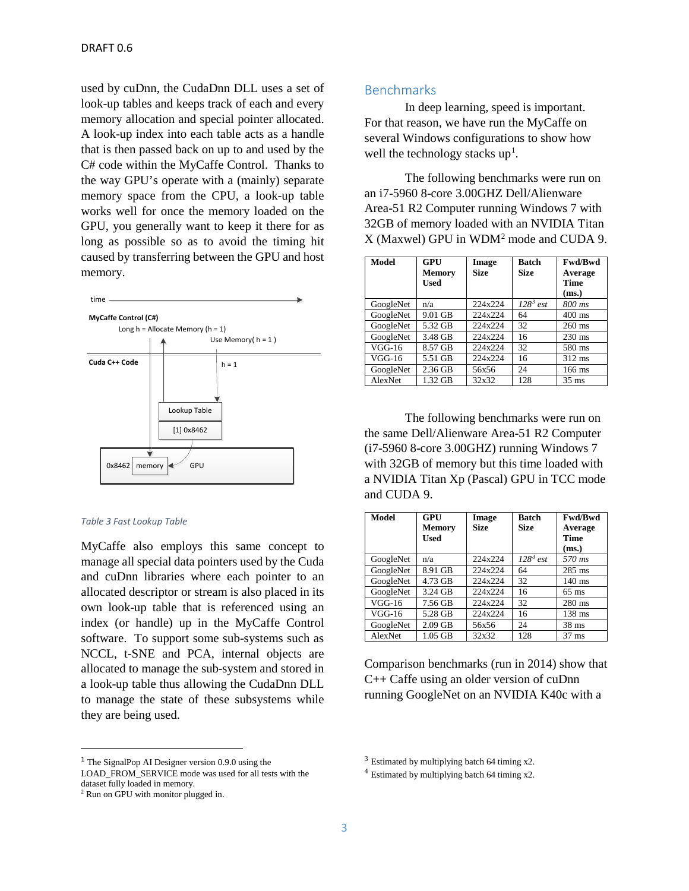used by cuDnn, the CudaDnn DLL uses a set of look-up tables and keeps track of each and every memory allocation and special pointer allocated. A look-up index into each table acts as a handle that is then passed back on up to and used by the C# code within the MyCaffe Control. Thanks to the way GPU's operate with a (mainly) separate memory space from the CPU, a look-up table works well for once the memory loaded on the GPU, you generally want to keep it there for as long as possible so as to avoid the timing hit caused by transferring between the GPU and host memory.

*Table 3 Fast Lookup Table*

MyCaffe also employs this same concept to manage all special data pointers used by the Cuda and cuDnn libraries where each pointer to an allocated descriptor or stream is also placed in its own look-up table that is referenced using an index (or handle) up in the MyCaffe Control software. To support some sub-systems such as NCCL, t-SNE and PCA, internal objects are allocated to manage the sub-system and stored in a look-up table thus allowing the CudaDnn DLL to manage the state of these subsystems while they are being used.

## Benchmarks

In deep learning, speed is important. For that reason, we have run the MyCaffe on several Windows configurations to show how well the technology stacks up[1].

The following benchmarks were run on an i7-5960 8-core 3.00GHZ Dell/Alienware Area-51 R2 Computer running Windows 7 with 32GB of memory loaded with an NVIDIA Titan X (Maxwel) GPU in WDM[2] mode and CUDA 9.

| Model | GPU Memory Used | Image Size | Batch Size | Fwd/Bwd Average Time (ms.) |
|---|---|---|---|---|
| GoogleNet | n/a | 224x224 | *128[3] est* | *800 ms* |
| GoogleNet | 9.01 GB | 224x224 | 64 | 400 ms |
| GoogleNet | 5.32 GB | 224x224 | 32 | 260 ms |
| GoogleNet | 3.48 GB | 224x224 | 16 | 230 ms |
| VGG-16 | 8.57 GB | 224x224 | 32 | 580 ms |
| VGG-16 | 5.51 GB | 224x224 | 16 | 312 ms |
| GoogleNet | 2.36 GB | 56x56 | 24 | 166 ms |
| AlexNet | 1.32 GB | 32x32 | 128 | 35 ms |

The following benchmarks were run on the same Dell/Alienware Area-51 R2 Computer (i7-5960 8-core 3.00GHZ) running Windows 7 with 32GB of memory but this time loaded with a NVIDIA Titan Xp (Pascal) GPU in TCC mode and CUDA 9.

| Model | GPU Memory Used | Image Size | Batch Size | Fwd/Bwd Average Time (ms.) |
|---|---|---|---|---|
| GoogleNet | n/a | 224x224 | *128[4] est* | *570 ms* |
| GoogleNet | 8.91 GB | 224x224 | 64 | 285 ms |
| GoogleNet | 4.73 GB | 224x224 | 32 | 140 ms |
| GoogleNet | 3.24 GB | 224x224 | 16 | 65 ms |
| VGG-16 | 7.56 GB | 224x224 | 32 | 280 ms |
| VGG-16 | 5.28 GB | 224x224 | 16 | 138 ms |
| GoogleNet | 2.09 GB | 56x56 | 24 | 38 ms |
| AlexNet | 1.05 GB | 32x32 | 128 | 37 ms |

Comparison benchmarks (run in 2014) show that C++ Caffe using an older version of cuDnn running GoogleNet on an NVIDIA K40c with a

---

[1] The SignalPop AI Designer version 0.9.0 using the LOAD_FROM_SERVICE mode was used for all tests with the dataset fully loaded in memory.

[2] Run on GPU with monitor plugged in.

[3] Estimated by multiplying batch 64 timing x2.

[4] Estimated by multiplying batch 64 timing x2.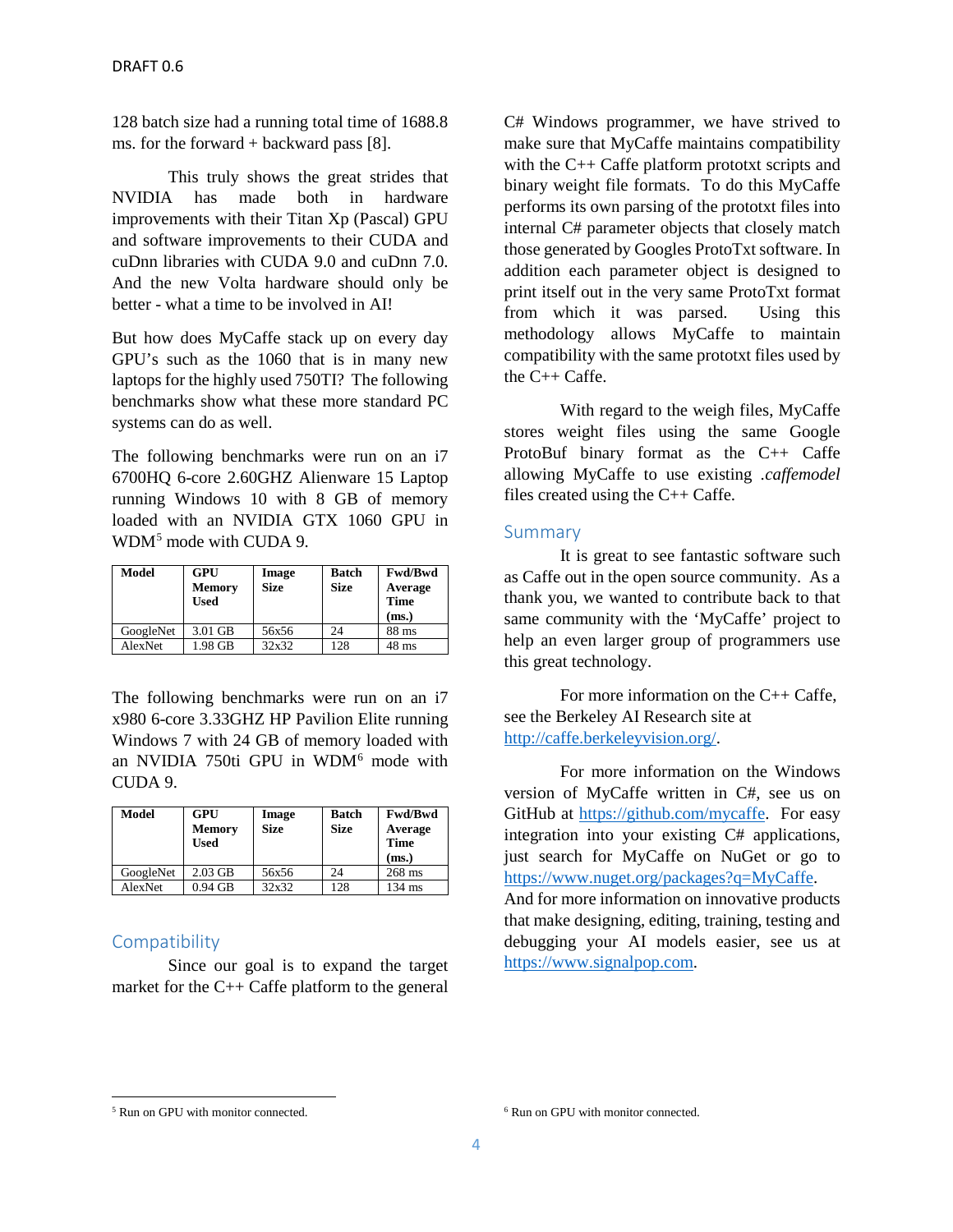128 batch size had a running total time of 1688.8 ms. for the forward + backward pass [8].

This truly shows the great strides that NVIDIA has made both in hardware improvements with their Titan Xp (Pascal) GPU and software improvements to their CUDA and cuDnn libraries with CUDA 9.0 and cuDnn 7.0. And the new Volta hardware should only be better - what a time to be involved in AI!

But how does MyCaffe stack up on every day GPU's such as the 1060 that is in many new laptops for the highly used 750TI? The following benchmarks show what these more standard PC systems can do as well.

The following benchmarks were run on an i7 6700HQ 6-core 2.60GHZ Alienware 15 Laptop running Windows 10 with 8 GB of memory loaded with an NVIDIA GTX 1060 GPU in WDM[5] mode with CUDA 9.

| Model | GPU Memory Used | Image Size | Batch Size | Fwd/Bwd Average Time (ms.) |
|---|---|---|---|---|
| GoogleNet | 3.01 GB | 56x56 | 24 | 88 ms |
| AlexNet | 1.98 GB | 32x32 | 128 | 48 ms |

The following benchmarks were run on an i7 x980 6-core 3.33GHZ HP Pavilion Elite running Windows 7 with 24 GB of memory loaded with an NVIDIA 750ti GPU in WDM[6] mode with CUDA 9.

| Model | GPU Memory Used | Image Size | Batch Size | Fwd/Bwd Average Time (ms.) |
|---|---|---|---|---|
| GoogleNet | 2.03 GB | 56x56 | 24 | 268 ms |
| AlexNet | 0.94 GB | 32x32 | 128 | 134 ms |

## Compatibility

Since our goal is to expand the target market for the C++ Caffe platform to the general C# Windows programmer, we have strived to make sure that MyCaffe maintains compatibility with the C++ Caffe platform prototxt scripts and binary weight file formats. To do this MyCaffe performs its own parsing of the prototxt files into internal C# parameter objects that closely match those generated by Googles ProtoTxt software. In addition each parameter object is designed to print itself out in the very same ProtoTxt format from which it was parsed. Using this methodology allows MyCaffe to maintain compatibility with the same prototxt files used by the C++ Caffe.

With regard to the weigh files, MyCaffe stores weight files using the same Google ProtoBuf binary format as the C++ Caffe allowing MyCaffe to use existing *.caffemodel* files created using the C++ Caffe.

## Summary

It is great to see fantastic software such as Caffe out in the open source community. As a thank you, we wanted to contribute back to that same community with the 'MyCaffe' project to help an even larger group of programmers use this great technology.

For more information on the C++ Caffe, see the Berkeley AI Research site at http://caffe.berkeleyvision.org/.

For more information on the Windows version of MyCaffe written in C#, see us on GitHub at https://github.com/mycaffe. For easy integration into your existing C# applications, just search for MyCaffe on NuGet or go to https://www.nuget.org/packages?q=MyCaffe. And for more information on innovative products that make designing, editing, training, testing and debugging your AI models easier, see us at https://www.signalpop.com.

[5] Run on GPU with monitor connected.

[6] Run on GPU with monitor connected.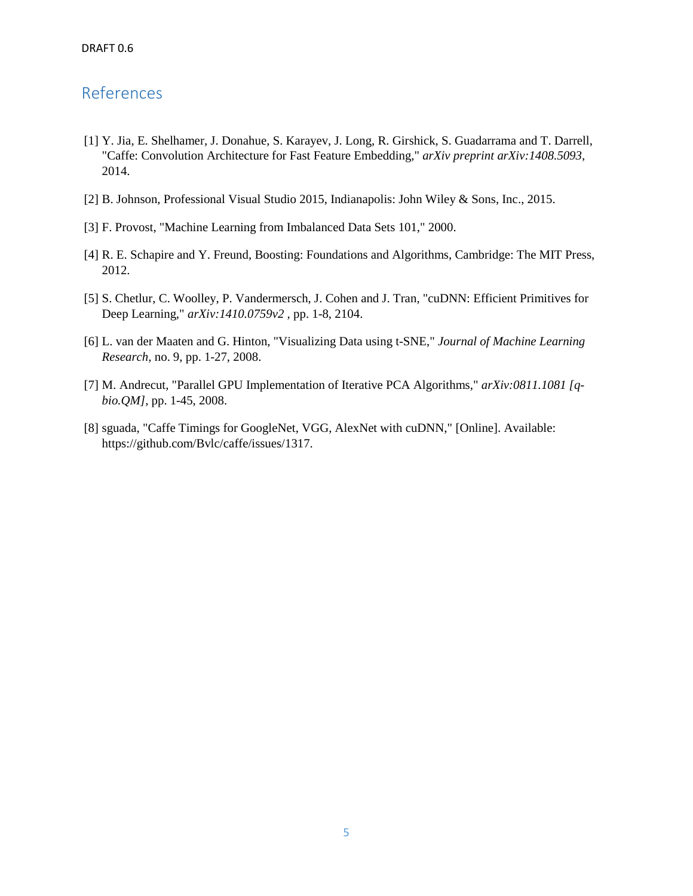## References

[1] Y. Jia, E. Shelhamer, J. Donahue, S. Karayev, J. Long, R. Girshick, S. Guadarrama and T. Darrell, "Caffe: Convolution Architecture for Fast Feature Embedding," *arXiv preprint arXiv:1408.5093*, 2014.

[2] B. Johnson, Professional Visual Studio 2015, Indianapolis: John Wiley & Sons, Inc., 2015.

[3] F. Provost, "Machine Learning from Imbalanced Data Sets 101," 2000.

[4] R. E. Schapire and Y. Freund, Boosting: Foundations and Algorithms, Cambridge: The MIT Press, 2012.

[5] S. Chetlur, C. Woolley, P. Vandermersch, J. Cohen and J. Tran, "cuDNN: Efficient Primitives for Deep Learning," *arXiv:1410.0759v2* , pp. 1-8, 2104.

[6] L. van der Maaten and G. Hinton, "Visualizing Data using t-SNE," *Journal of Machine Learning Research*, no. 9, pp. 1-27, 2008.

[7] M. Andrecut, "Parallel GPU Implementation of Iterative PCA Algorithms," *arXiv:0811.1081 [q-bio.QM]*, pp. 1-45, 2008.

[8] sguada, "Caffe Timings for GoogleNet, VGG, AlexNet with cuDNN," [Online]. Available: https://github.com/Bvlc/caffe/issues/1317.